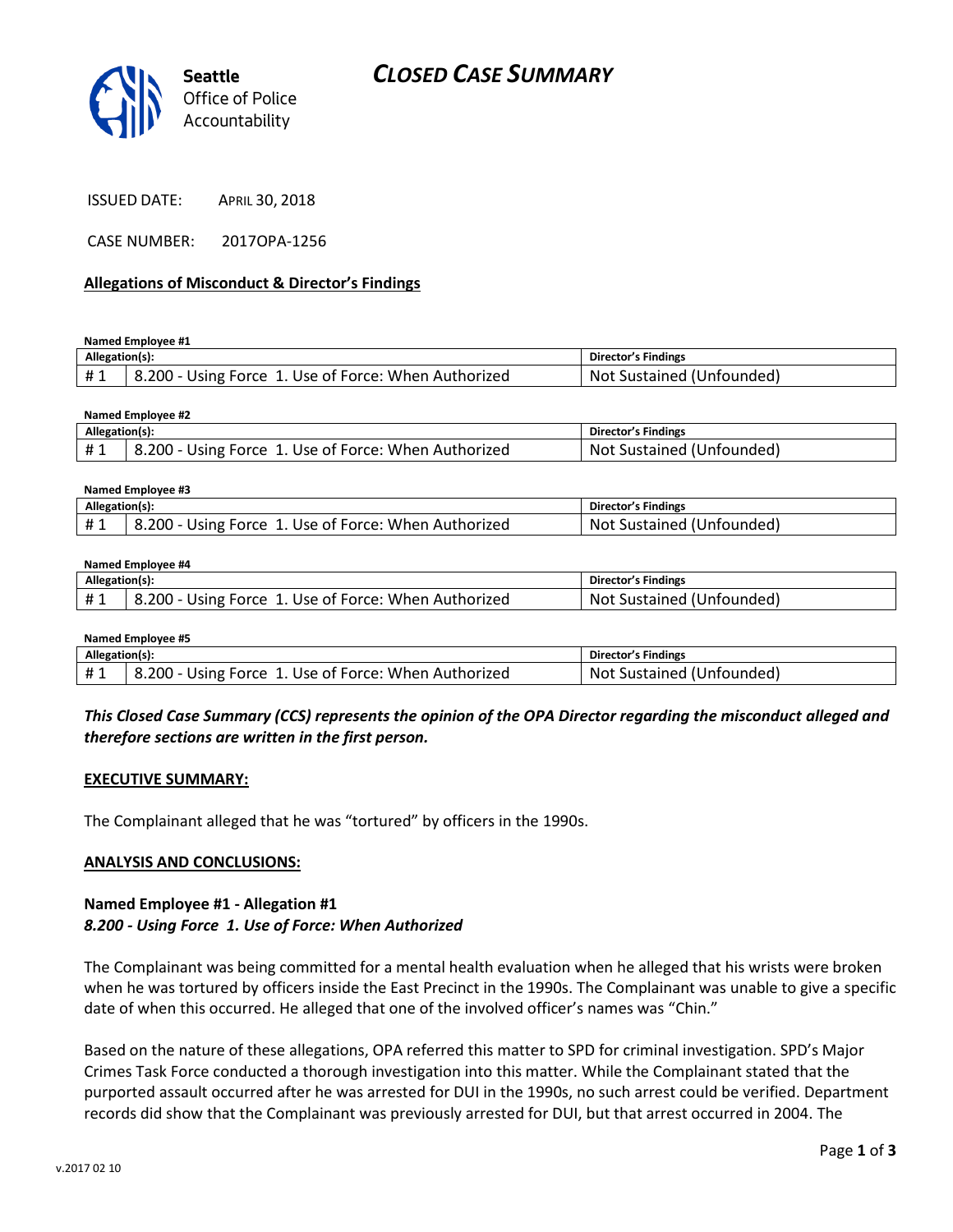# CLOSED CASE SUMMARY

Seattle Office of Police Accountability

ISSUED DATE: April 30, 2018

CASE NUMBER: 2017OPA-1256

## Allegations of Misconduct & Director's Findings

**Named Employee #1**

| Allegation(s): | | Director's Findings |
|---|---|---|
| # 1 | 8.200 - Using Force 1. Use of Force: When Authorized | Not Sustained (Unfounded) |

**Named Employee #2**

| Allegation(s): | | Director's Findings |
|---|---|---|
| # 1 | 8.200 - Using Force 1. Use of Force: When Authorized | Not Sustained (Unfounded) |

**Named Employee #3**

| Allegation(s): | | Director's Findings |
|---|---|---|
| # 1 | 8.200 - Using Force 1. Use of Force: When Authorized | Not Sustained (Unfounded) |

**Named Employee #4**

| Allegation(s): | | Director's Findings |
|---|---|---|
| # 1 | 8.200 - Using Force 1. Use of Force: When Authorized | Not Sustained (Unfounded) |

**Named Employee #5**

| Allegation(s): | | Director's Findings |
|---|---|---|
| # 1 | 8.200 - Using Force 1. Use of Force: When Authorized | Not Sustained (Unfounded) |

***This Closed Case Summary (CCS) represents the opinion of the OPA Director regarding the misconduct alleged and therefore sections are written in the first person.***

## EXECUTIVE SUMMARY:

The Complainant alleged that he was "tortured" by officers in the 1990s.

## ANALYSIS AND CONCLUSIONS:

### Named Employee #1 - Allegation #1
***8.200 - Using Force 1. Use of Force: When Authorized***

The Complainant was being committed for a mental health evaluation when he alleged that his wrists were broken when he was tortured by officers inside the East Precinct in the 1990s. The Complainant was unable to give a specific date of when this occurred. He alleged that one of the involved officer's names was "Chin."

Based on the nature of these allegations, OPA referred this matter to SPD for criminal investigation. SPD's Major Crimes Task Force conducted a thorough investigation into this matter. While the Complainant stated that the purported assault occurred after he was arrested for DUI in the 1990s, no such arrest could be verified. Department records did show that the Complainant was previously arrested for DUI, but that arrest occurred in 2004. The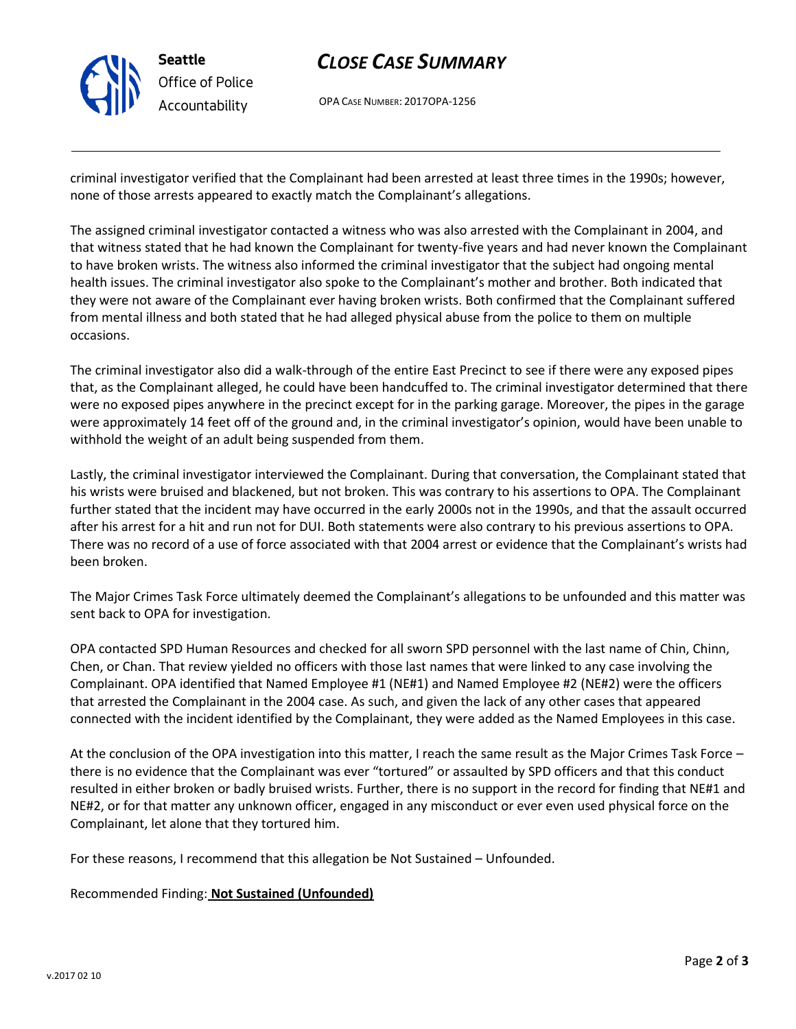criminal investigator verified that the Complainant had been arrested at least three times in the 1990s; however, none of those arrests appeared to exactly match the Complainant's allegations.

The assigned criminal investigator contacted a witness who was also arrested with the Complainant in 2004, and that witness stated that he had known the Complainant for twenty-five years and had never known the Complainant to have broken wrists. The witness also informed the criminal investigator that the subject had ongoing mental health issues. The criminal investigator also spoke to the Complainant's mother and brother. Both indicated that they were not aware of the Complainant ever having broken wrists. Both confirmed that the Complainant suffered from mental illness and both stated that he had alleged physical abuse from the police to them on multiple occasions.

The criminal investigator also did a walk-through of the entire East Precinct to see if there were any exposed pipes that, as the Complainant alleged, he could have been handcuffed to. The criminal investigator determined that there were no exposed pipes anywhere in the precinct except for in the parking garage. Moreover, the pipes in the garage were approximately 14 feet off of the ground and, in the criminal investigator's opinion, would have been unable to withhold the weight of an adult being suspended from them.

Lastly, the criminal investigator interviewed the Complainant. During that conversation, the Complainant stated that his wrists were bruised and blackened, but not broken. This was contrary to his assertions to OPA. The Complainant further stated that the incident may have occurred in the early 2000s not in the 1990s, and that the assault occurred after his arrest for a hit and run not for DUI. Both statements were also contrary to his previous assertions to OPA. There was no record of a use of force associated with that 2004 arrest or evidence that the Complainant's wrists had been broken.

The Major Crimes Task Force ultimately deemed the Complainant's allegations to be unfounded and this matter was sent back to OPA for investigation.

OPA contacted SPD Human Resources and checked for all sworn SPD personnel with the last name of Chin, Chinn, Chen, or Chan. That review yielded no officers with those last names that were linked to any case involving the Complainant. OPA identified that Named Employee #1 (NE#1) and Named Employee #2 (NE#2) were the officers that arrested the Complainant in the 2004 case. As such, and given the lack of any other cases that appeared connected with the incident identified by the Complainant, they were added as the Named Employees in this case.

At the conclusion of the OPA investigation into this matter, I reach the same result as the Major Crimes Task Force – there is no evidence that the Complainant was ever "tortured" or assaulted by SPD officers and that this conduct resulted in either broken or badly bruised wrists. Further, there is no support in the record for finding that NE#1 and NE#2, or for that matter any unknown officer, engaged in any misconduct or ever even used physical force on the Complainant, let alone that they tortured him.

For these reasons, I recommend that this allegation be Not Sustained – Unfounded.

Recommended Finding: **Not Sustained (Unfounded)**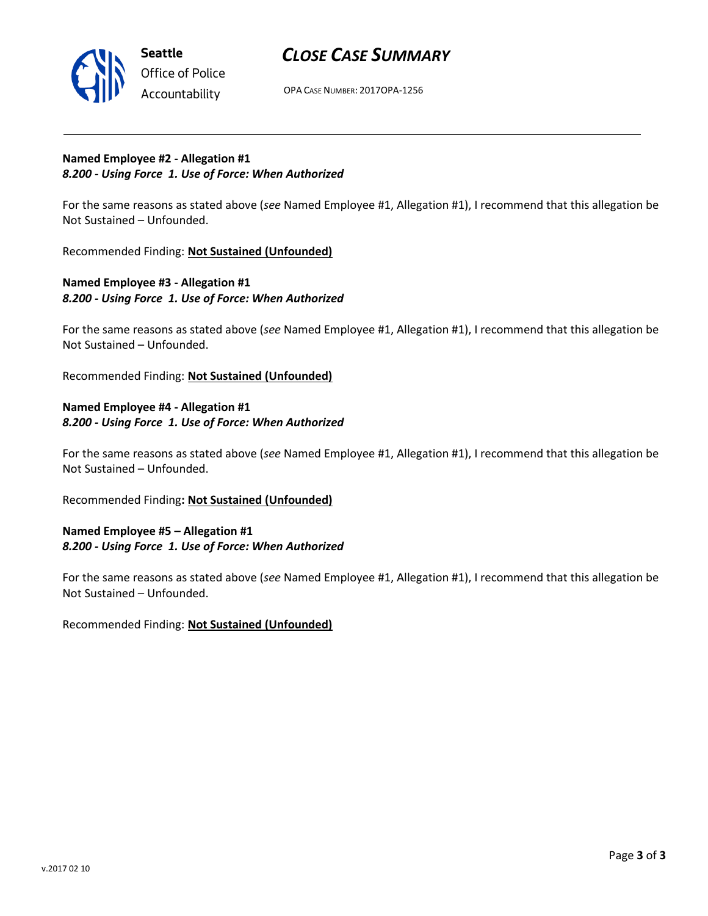**Named Employee #2 - Allegation #1**
***8.200 - Using Force 1. Use of Force: When Authorized***

For the same reasons as stated above (*see* Named Employee #1, Allegation #1), I recommend that this allegation be Not Sustained – Unfounded.

Recommended Finding: **Not Sustained (Unfounded)**

**Named Employee #3 - Allegation #1**
***8.200 - Using Force 1. Use of Force: When Authorized***

For the same reasons as stated above (*see* Named Employee #1, Allegation #1), I recommend that this allegation be Not Sustained – Unfounded.

Recommended Finding: **Not Sustained (Unfounded)**

**Named Employee #4 - Allegation #1**
***8.200 - Using Force 1. Use of Force: When Authorized***

For the same reasons as stated above (*see* Named Employee #1, Allegation #1), I recommend that this allegation be Not Sustained – Unfounded.

Recommended Finding**: Not Sustained (Unfounded)**

**Named Employee #5 – Allegation #1**
***8.200 - Using Force 1. Use of Force: When Authorized***

For the same reasons as stated above (*see* Named Employee #1, Allegation #1), I recommend that this allegation be Not Sustained – Unfounded.

Recommended Finding: **Not Sustained (Unfounded)**